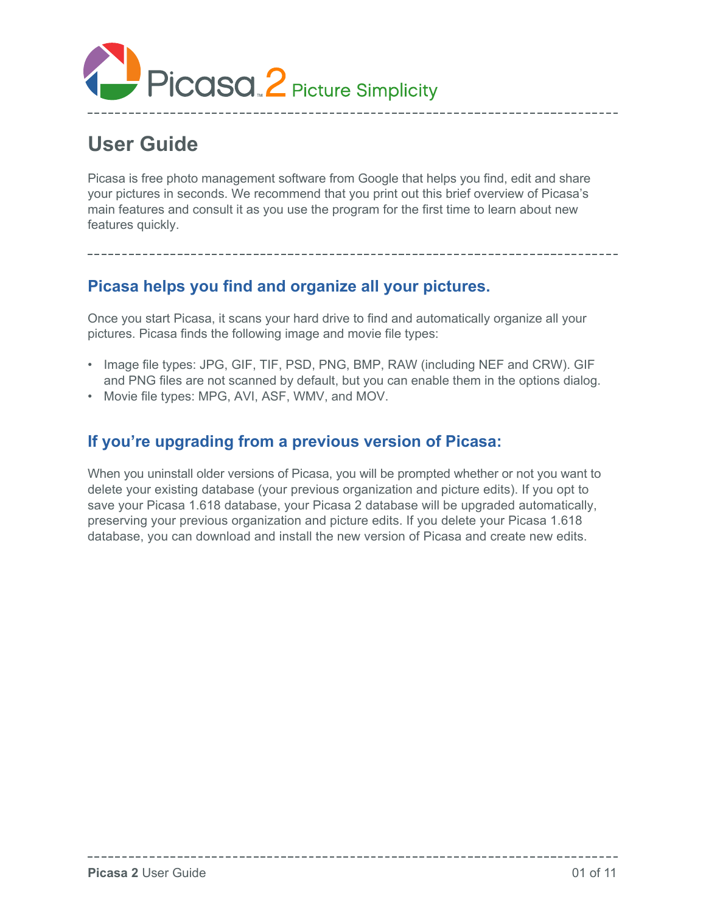Picasa 2 Picture Simplicity

# User Guide

Picasa is free photo management software from Google that helps you find, edit and share your pictures in seconds. We recommend that you print out this brief overview of Picasa's main features and consult it as you use the program for the first time to learn about new features quickly.

## Picasa helps you find and organize all your pictures.

Once you start Picasa, it scans your hard drive to find and automatically organize all your pictures. Picasa finds the following image and movie file types:

- Image file types: JPG, GIF, TIF, PSD, PNG, BMP, RAW (including NEF and CRW). GIF and PNG files are not scanned by default, but you can enable them in the options dialog.
- Movie file types: MPG, AVI, ASF, WMV, and MOV.

## If you're upgrading from a previous version of Picasa:

When you uninstall older versions of Picasa, you will be prompted whether or not you want to delete your existing database (your previous organization and picture edits). If you opt to save your Picasa 1.618 database, your Picasa 2 database will be upgraded automatically, preserving your previous organization and picture edits. If you delete your Picasa 1.618 database, you can download and install the new version of Picasa and create new edits.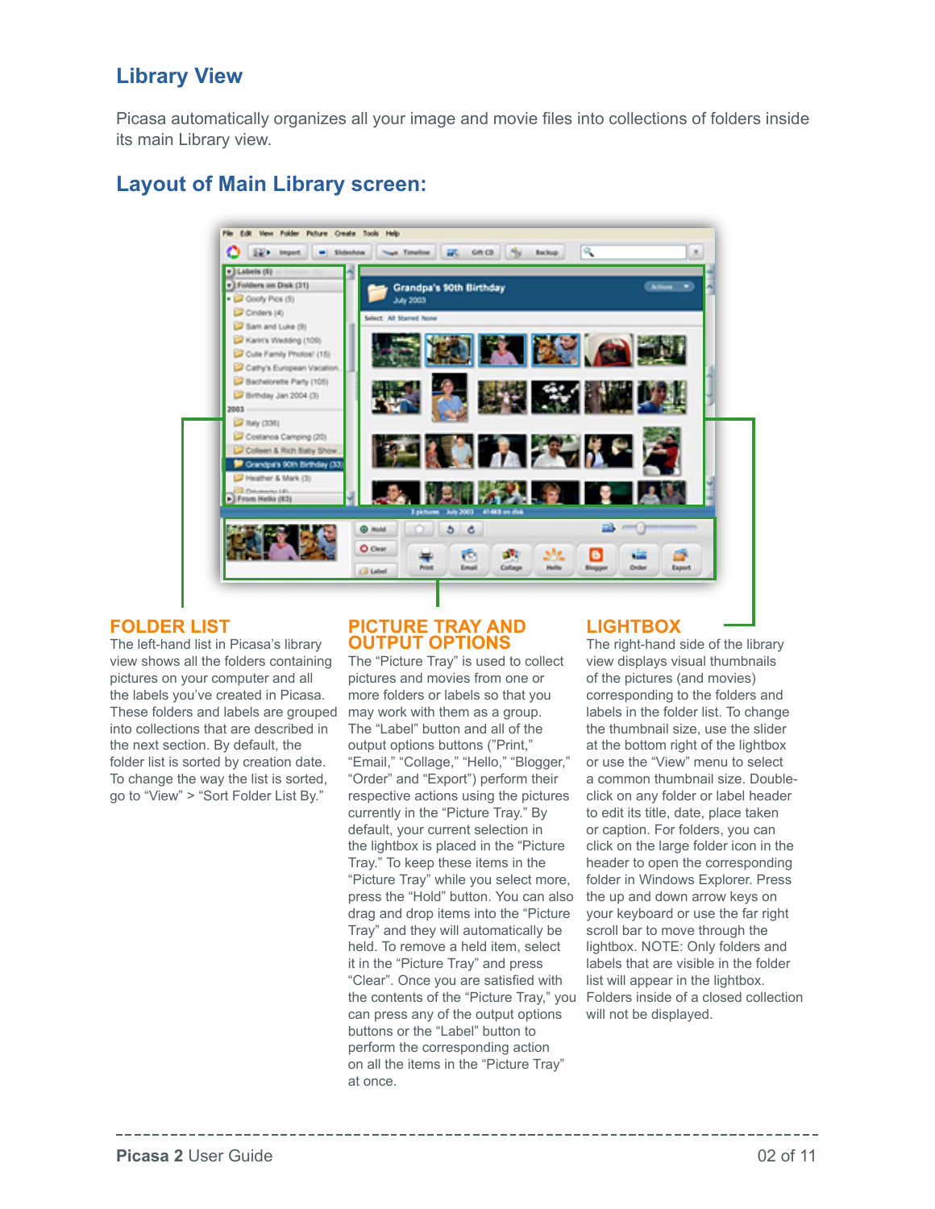## Library View

Picasa automatically organizes all your image and movie files into collections of folders inside its main Library view.

## Layout of Main Library screen:

### FOLDER LIST

The left-hand list in Picasa's library view shows all the folders containing pictures on your computer and all the labels you've created in Picasa. These folders and labels are grouped into collections that are described in the next section. By default, the folder list is sorted by creation date. To change the way the list is sorted, go to "View" > "Sort Folder List By."

### PICTURE TRAY AND OUTPUT OPTIONS

The "Picture Tray" is used to collect pictures and movies from one or more folders or labels so that you may work with them as a group. The "Label" button and all of the output options buttons ("Print," "Email," "Collage," "Hello," "Blogger," "Order" and "Export") perform their respective actions using the pictures currently in the "Picture Tray." By default, your current selection in the lightbox is placed in the "Picture Tray." To keep these items in the "Picture Tray" while you select more, press the "Hold" button. You can also drag and drop items into the "Picture Tray" and they will automatically be held. To remove a held item, select it in the "Picture Tray" and press "Clear". Once you are satisfied with the contents of the "Picture Tray," you can press any of the output options buttons or the "Label" button to perform the corresponding action on all the items in the "Picture Tray" at once.

### LIGHTBOX

The right-hand side of the library view displays visual thumbnails of the pictures (and movies) corresponding to the folders and labels in the folder list. To change the thumbnail size, use the slider at the bottom right of the lightbox or use the "View" menu to select a common thumbnail size. Double-click on any folder or label header to edit its title, date, place taken or caption. For folders, you can click on the large folder icon in the header to open the corresponding folder in Windows Explorer. Press the up and down arrow keys on your keyboard or use the far right scroll bar to move through the lightbox. NOTE: Only folders and labels that are visible in the folder list will appear in the lightbox. Folders inside of a closed collection will not be displayed.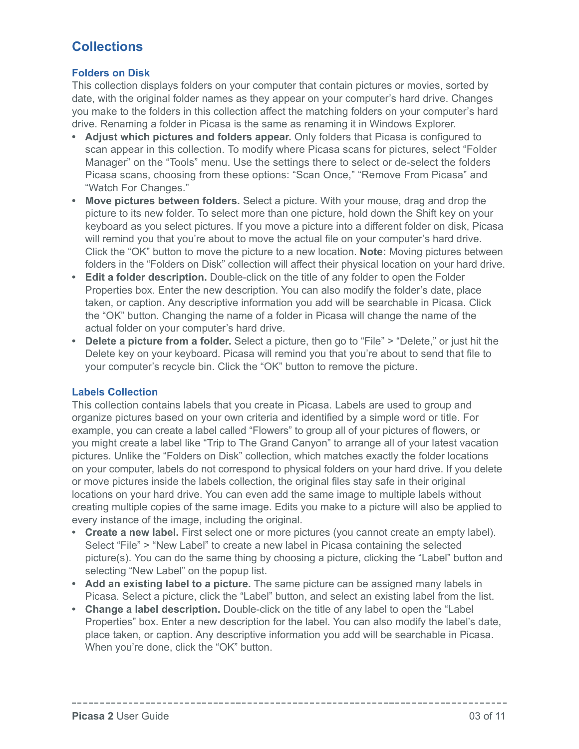## Collections

### Folders on Disk

This collection displays folders on your computer that contain pictures or movies, sorted by date, with the original folder names as they appear on your computer's hard drive. Changes you make to the folders in this collection affect the matching folders on your computer's hard drive. Renaming a folder in Picasa is the same as renaming it in Windows Explorer.

- **Adjust which pictures and folders appear.** Only folders that Picasa is configured to scan appear in this collection. To modify where Picasa scans for pictures, select "Folder Manager" on the "Tools" menu. Use the settings there to select or de-select the folders Picasa scans, choosing from these options: "Scan Once," "Remove From Picasa" and "Watch For Changes."
- **Move pictures between folders.** Select a picture. With your mouse, drag and drop the picture to its new folder. To select more than one picture, hold down the Shift key on your keyboard as you select pictures. If you move a picture into a different folder on disk, Picasa will remind you that you're about to move the actual file on your computer's hard drive. Click the "OK" button to move the picture to a new location. **Note:** Moving pictures between folders in the "Folders on Disk" collection will affect their physical location on your hard drive.
- **Edit a folder description.** Double-click on the title of any folder to open the Folder Properties box. Enter the new description. You can also modify the folder's date, place taken, or caption. Any descriptive information you add will be searchable in Picasa. Click the "OK" button. Changing the name of a folder in Picasa will change the name of the actual folder on your computer's hard drive.
- **Delete a picture from a folder.** Select a picture, then go to "File" > "Delete," or just hit the Delete key on your keyboard. Picasa will remind you that you're about to send that file to your computer's recycle bin. Click the "OK" button to remove the picture.

### Labels Collection

This collection contains labels that you create in Picasa. Labels are used to group and organize pictures based on your own criteria and identified by a simple word or title. For example, you can create a label called "Flowers" to group all of your pictures of flowers, or you might create a label like "Trip to The Grand Canyon" to arrange all of your latest vacation pictures. Unlike the "Folders on Disk" collection, which matches exactly the folder locations on your computer, labels do not correspond to physical folders on your hard drive. If you delete or move pictures inside the labels collection, the original files stay safe in their original locations on your hard drive. You can even add the same image to multiple labels without creating multiple copies of the same image. Edits you make to a picture will also be applied to every instance of the image, including the original.

- **Create a new label.** First select one or more pictures (you cannot create an empty label). Select "File" > "New Label" to create a new label in Picasa containing the selected picture(s). You can do the same thing by choosing a picture, clicking the "Label" button and selecting "New Label" on the popup list.
- **Add an existing label to a picture.** The same picture can be assigned many labels in Picasa. Select a picture, click the "Label" button, and select an existing label from the list.
- **Change a label description.** Double-click on the title of any label to open the "Label Properties" box. Enter a new description for the label. You can also modify the label's date, place taken, or caption. Any descriptive information you add will be searchable in Picasa. When you're done, click the "OK" button.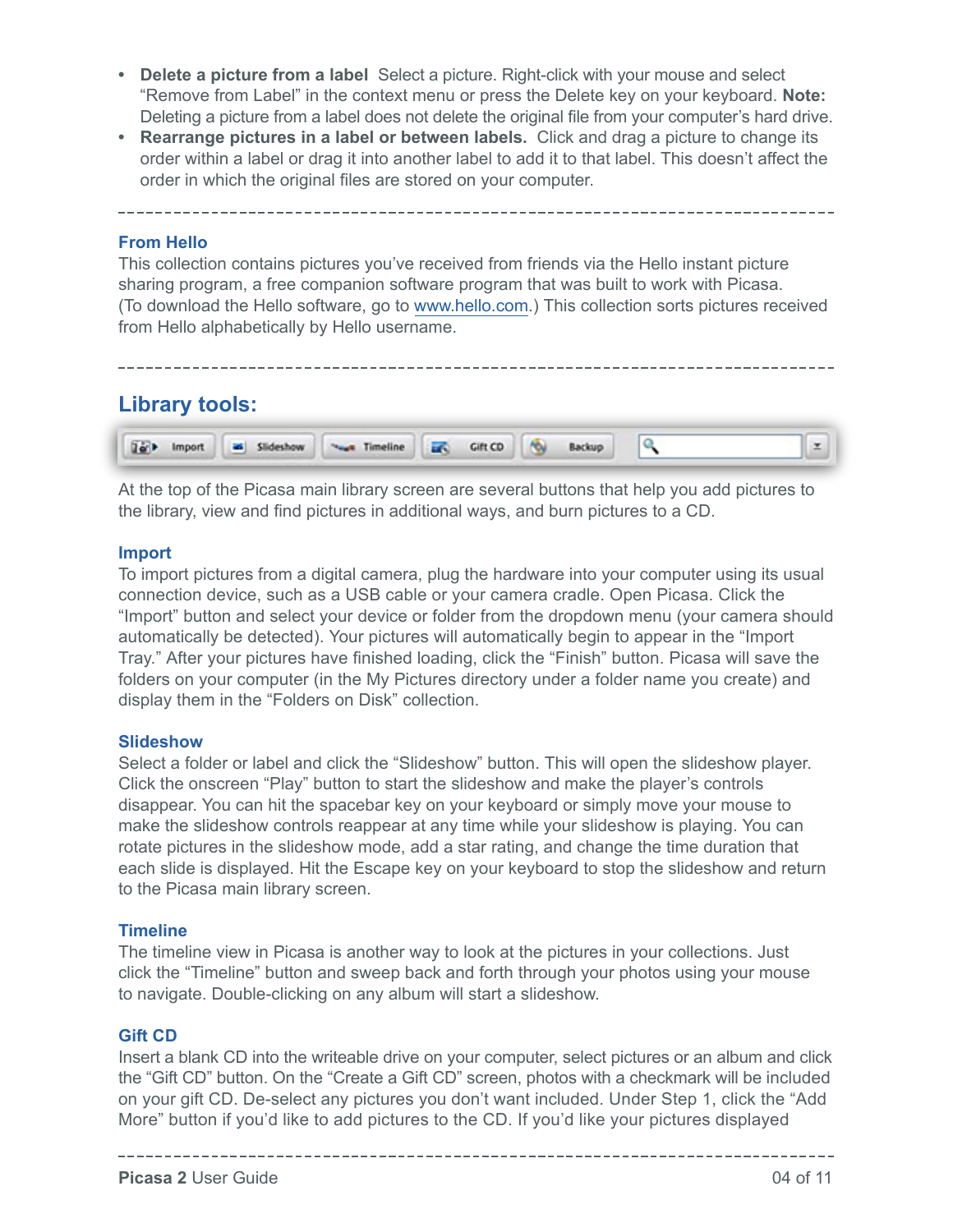- **Delete a picture from a label** Select a picture. Right-click with your mouse and select "Remove from Label" in the context menu or press the Delete key on your keyboard. **Note:** Deleting a picture from a label does not delete the original file from your computer's hard drive.
- **Rearrange pictures in a label or between labels.** Click and drag a picture to change its order within a label or drag it into another label to add it to that label. This doesn't affect the order in which the original files are stored on your computer.

---

### From Hello

This collection contains pictures you've received from friends via the Hello instant picture sharing program, a free companion software program that was built to work with Picasa. (To download the Hello software, go to www.hello.com.) This collection sorts pictures received from Hello alphabetically by Hello username.

---

## Library tools:

At the top of the Picasa main library screen are several buttons that help you add pictures to the library, view and find pictures in additional ways, and burn pictures to a CD.

### Import

To import pictures from a digital camera, plug the hardware into your computer using its usual connection device, such as a USB cable or your camera cradle. Open Picasa. Click the "Import" button and select your device or folder from the dropdown menu (your camera should automatically be detected). Your pictures will automatically begin to appear in the "Import Tray." After your pictures have finished loading, click the "Finish" button. Picasa will save the folders on your computer (in the My Pictures directory under a folder name you create) and display them in the "Folders on Disk" collection.

### Slideshow

Select a folder or label and click the "Slideshow" button. This will open the slideshow player. Click the onscreen "Play" button to start the slideshow and make the player's controls disappear. You can hit the spacebar key on your keyboard or simply move your mouse to make the slideshow controls reappear at any time while your slideshow is playing. You can rotate pictures in the slideshow mode, add a star rating, and change the time duration that each slide is displayed. Hit the Escape key on your keyboard to stop the slideshow and return to the Picasa main library screen.

### Timeline

The timeline view in Picasa is another way to look at the pictures in your collections. Just click the "Timeline" button and sweep back and forth through your photos using your mouse to navigate. Double-clicking on any album will start a slideshow.

### Gift CD

Insert a blank CD into the writeable drive on your computer, select pictures or an album and click the "Gift CD" button. On the "Create a Gift CD" screen, photos with a checkmark will be included on your gift CD. De-select any pictures you don't want included. Under Step 1, click the "Add More" button if you'd like to add pictures to the CD. If you'd like your pictures displayed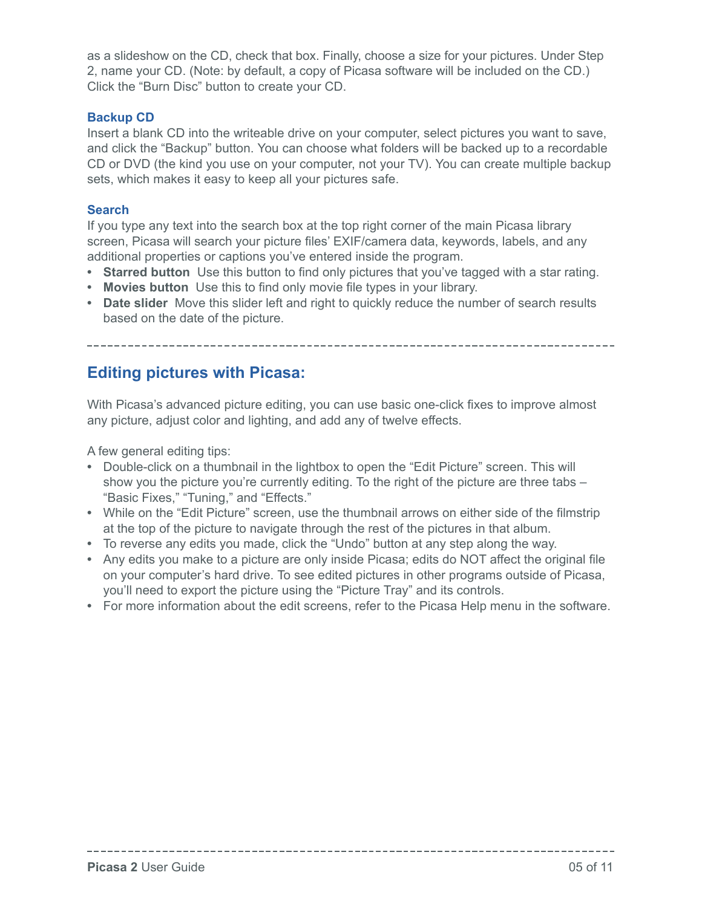as a slideshow on the CD, check that box. Finally, choose a size for your pictures. Under Step 2, name your CD. (Note: by default, a copy of Picasa software will be included on the CD.) Click the “Burn Disc” button to create your CD.

### Backup CD

Insert a blank CD into the writeable drive on your computer, select pictures you want to save, and click the “Backup” button. You can choose what folders will be backed up to a recordable CD or DVD (the kind you use on your computer, not your TV). You can create multiple backup sets, which makes it easy to keep all your pictures safe.

### Search

If you type any text into the search box at the top right corner of the main Picasa library screen, Picasa will search your picture files’ EXIF/camera data, keywords, labels, and any additional properties or captions you’ve entered inside the program.

- **Starred button** Use this button to find only pictures that you’ve tagged with a star rating.
- **Movies button** Use this to find only movie file types in your library.
- **Date slider** Move this slider left and right to quickly reduce the number of search results based on the date of the picture.

---

## Editing pictures with Picasa:

With Picasa’s advanced picture editing, you can use basic one-click fixes to improve almost any picture, adjust color and lighting, and add any of twelve effects.

A few general editing tips:

- Double-click on a thumbnail in the lightbox to open the “Edit Picture” screen. This will show you the picture you’re currently editing. To the right of the picture are three tabs – “Basic Fixes,” “Tuning,” and “Effects.”
- While on the “Edit Picture” screen, use the thumbnail arrows on either side of the filmstrip at the top of the picture to navigate through the rest of the pictures in that album.
- To reverse any edits you made, click the “Undo” button at any step along the way.
- Any edits you make to a picture are only inside Picasa; edits do NOT affect the original file on your computer’s hard drive. To see edited pictures in other programs outside of Picasa, you’ll need to export the picture using the “Picture Tray” and its controls.
- For more information about the edit screens, refer to the Picasa Help menu in the software.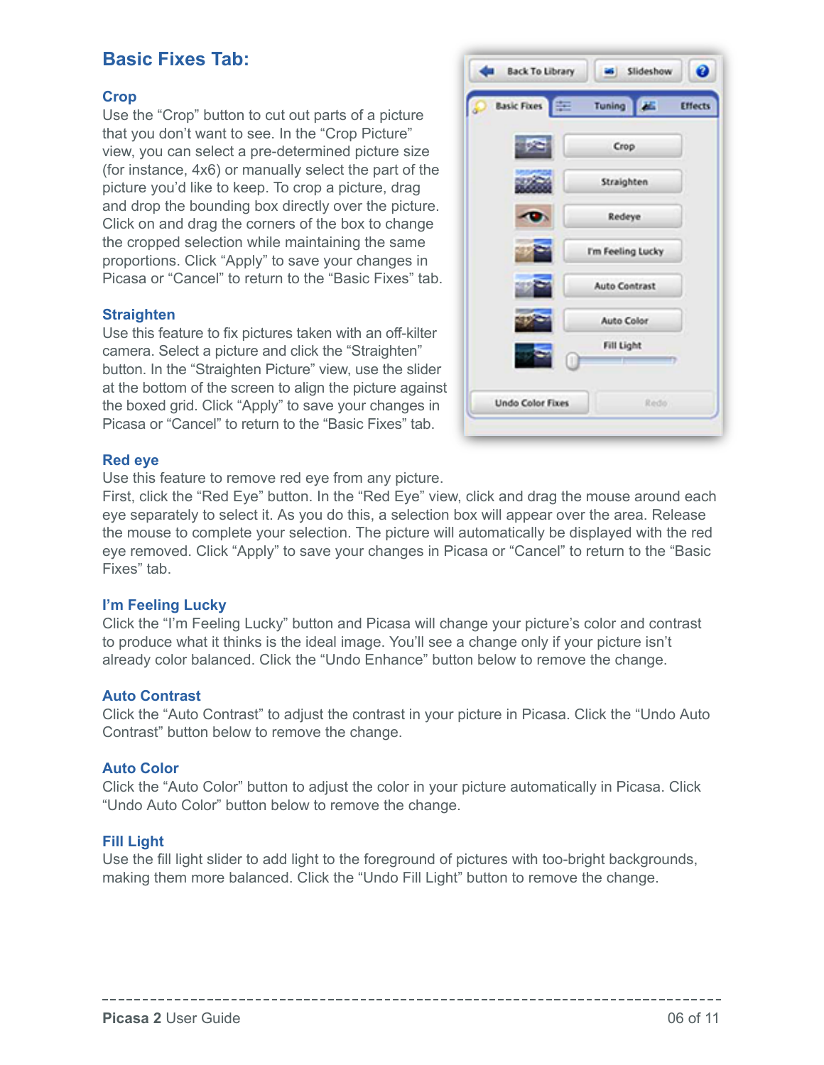## Basic Fixes Tab:

### Crop

Use the “Crop” button to cut out parts of a picture that you don’t want to see. In the “Crop Picture” view, you can select a pre-determined picture size (for instance, 4x6) or manually select the part of the picture you’d like to keep. To crop a picture, drag and drop the bounding box directly over the picture. Click on and drag the corners of the box to change the cropped selection while maintaining the same proportions. Click “Apply” to save your changes in Picasa or “Cancel” to return to the “Basic Fixes” tab.

### Straighten

Use this feature to fix pictures taken with an off-kilter camera. Select a picture and click the “Straighten” button. In the “Straighten Picture” view, use the slider at the bottom of the screen to align the picture against the boxed grid. Click “Apply” to save your changes in Picasa or “Cancel” to return to the “Basic Fixes” tab.

### Red eye

Use this feature to remove red eye from any picture.
First, click the “Red Eye” button. In the “Red Eye” view, click and drag the mouse around each eye separately to select it. As you do this, a selection box will appear over the area. Release the mouse to complete your selection. The picture will automatically be displayed with the red eye removed. Click “Apply” to save your changes in Picasa or “Cancel” to return to the “Basic Fixes” tab.

### I’m Feeling Lucky

Click the “I’m Feeling Lucky” button and Picasa will change your picture’s color and contrast to produce what it thinks is the ideal image. You’ll see a change only if your picture isn’t already color balanced. Click the “Undo Enhance” button below to remove the change.

### Auto Contrast

Click the “Auto Contrast” to adjust the contrast in your picture in Picasa. Click the “Undo Auto Contrast” button below to remove the change.

### Auto Color

Click the “Auto Color” button to adjust the color in your picture automatically in Picasa. Click “Undo Auto Color” button below to remove the change.

### Fill Light

Use the fill light slider to add light to the foreground of pictures with too-bright backgrounds, making them more balanced. Click the “Undo Fill Light” button to remove the change.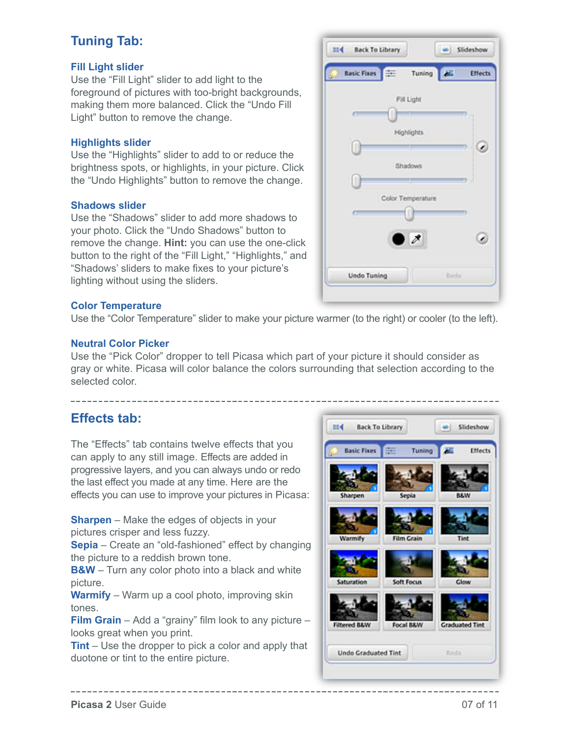## Tuning Tab:

### Fill Light slider

Use the “Fill Light” slider to add light to the foreground of pictures with too-bright backgrounds, making them more balanced. Click the “Undo Fill Light” button to remove the change.

### Highlights slider

Use the “Highlights” slider to add to or reduce the brightness spots, or highlights, in your picture. Click the “Undo Highlights” button to remove the change.

### Shadows slider

Use the “Shadows” slider to add more shadows to your photo. Click the “Undo Shadows” button to remove the change. **Hint:** you can use the one-click button to the right of the “Fill Light,” “Highlights,” and “Shadows’ sliders to make fixes to your picture’s lighting without using the sliders.

### Color Temperature

Use the “Color Temperature” slider to make your picture warmer (to the right) or cooler (to the left).

### Neutral Color Picker

Use the “Pick Color” dropper to tell Picasa which part of your picture it should consider as gray or white. Picasa will color balance the colors surrounding that selection according to the selected color.

---

## Effects tab:

The “Effects” tab contains twelve effects that you can apply to any still image. Effects are added in progressive layers, and you can always undo or redo the last effect you made at any time. Here are the effects you can use to improve your pictures in Picasa:

**Sharpen** – Make the edges of objects in your pictures crisper and less fuzzy.
**Sepia** – Create an “old-fashioned” effect by changing the picture to a reddish brown tone.
**B&W** – Turn any color photo into a black and white picture.
**Warmify** – Warm up a cool photo, improving skin tones.
**Film Grain** – Add a “grainy” film look to any picture – looks great when you print.
**Tint** – Use the dropper to pick a color and apply that duotone or tint to the entire picture.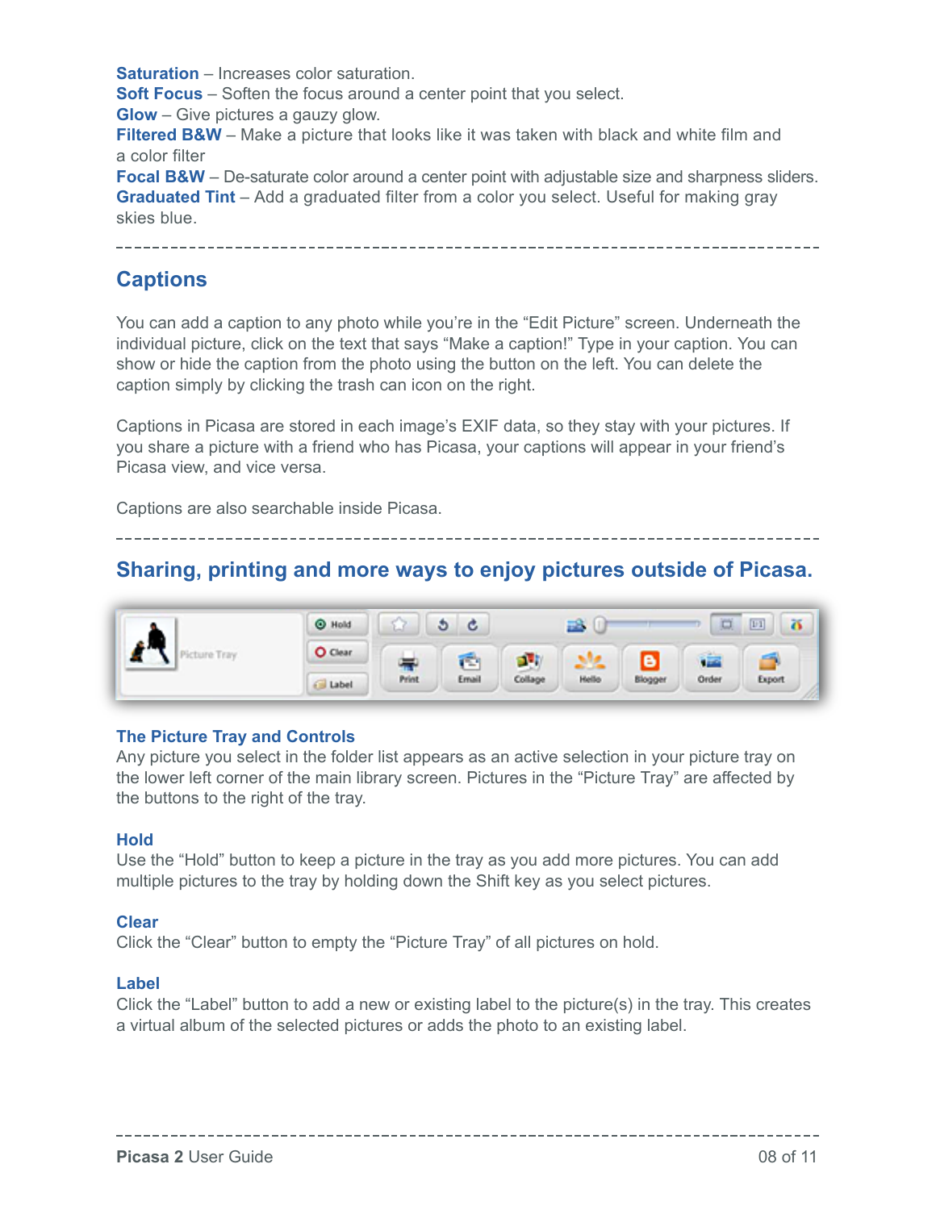**Saturation** – Increases color saturation.
**Soft Focus** – Soften the focus around a center point that you select.
**Glow** – Give pictures a gauzy glow.
**Filtered B&W** – Make a picture that looks like it was taken with black and white film and a color filter
**Focal B&W** – De-saturate color around a center point with adjustable size and sharpness sliders.
**Graduated Tint** – Add a graduated filter from a color you select. Useful for making gray skies blue.

---

## Captions

You can add a caption to any photo while you're in the "Edit Picture" screen. Underneath the individual picture, click on the text that says "Make a caption!" Type in your caption. You can show or hide the caption from the photo using the button on the left. You can delete the caption simply by clicking the trash can icon on the right.

Captions in Picasa are stored in each image's EXIF data, so they stay with your pictures. If you share a picture with a friend who has Picasa, your captions will appear in your friend's Picasa view, and vice versa.

Captions are also searchable inside Picasa.

---

## Sharing, printing and more ways to enjoy pictures outside of Picasa.

### The Picture Tray and Controls

Any picture you select in the folder list appears as an active selection in your picture tray on the lower left corner of the main library screen. Pictures in the "Picture Tray" are affected by the buttons to the right of the tray.

### Hold

Use the "Hold" button to keep a picture in the tray as you add more pictures. You can add multiple pictures to the tray by holding down the Shift key as you select pictures.

### Clear

Click the "Clear" button to empty the "Picture Tray" of all pictures on hold.

### Label

Click the "Label" button to add a new or existing label to the picture(s) in the tray. This creates a virtual album of the selected pictures or adds the photo to an existing label.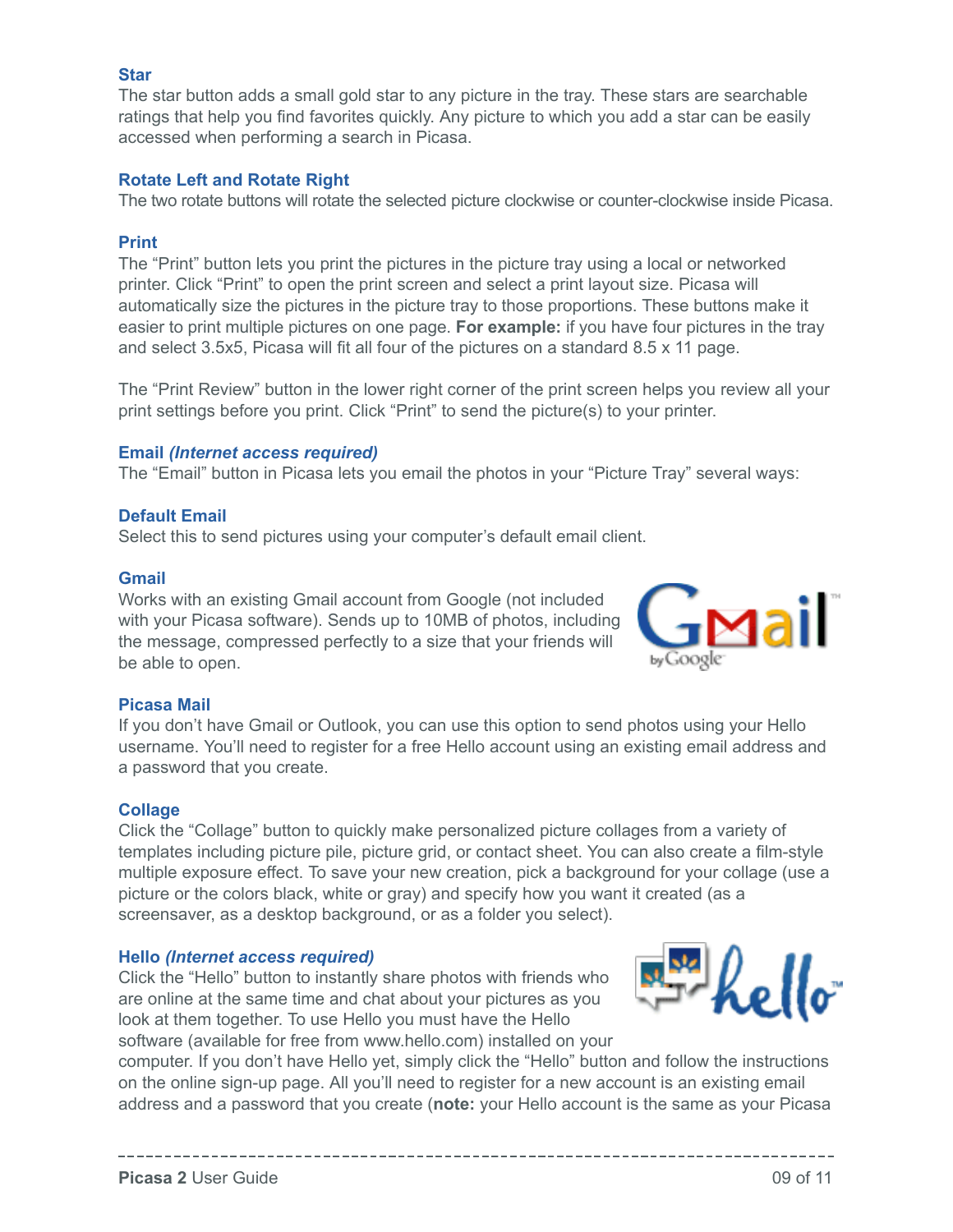### Star

The star button adds a small gold star to any picture in the tray. These stars are searchable ratings that help you find favorites quickly. Any picture to which you add a star can be easily accessed when performing a search in Picasa.

### Rotate Left and Rotate Right

The two rotate buttons will rotate the selected picture clockwise or counter-clockwise inside Picasa.

### Print

The “Print” button lets you print the pictures in the picture tray using a local or networked printer. Click “Print” to open the print screen and select a print layout size. Picasa will automatically size the pictures in the picture tray to those proportions. These buttons make it easier to print multiple pictures on one page. **For example:** if you have four pictures in the tray and select 3.5x5, Picasa will fit all four of the pictures on a standard 8.5 x 11 page.

The “Print Review” button in the lower right corner of the print screen helps you review all your print settings before you print. Click “Print” to send the picture(s) to your printer.

### Email *(Internet access required)*

The “Email” button in Picasa lets you email the photos in your “Picture Tray” several ways:

### Default Email

Select this to send pictures using your computer’s default email client.

### Gmail

Works with an existing Gmail account from Google (not included with your Picasa software). Sends up to 10MB of photos, including the message, compressed perfectly to a size that your friends will be able to open.

### Picasa Mail

If you don’t have Gmail or Outlook, you can use this option to send photos using your Hello username. You’ll need to register for a free Hello account using an existing email address and a password that you create.

### Collage

Click the “Collage” button to quickly make personalized picture collages from a variety of templates including picture pile, picture grid, or contact sheet. You can also create a film-style multiple exposure effect. To save your new creation, pick a background for your collage (use a picture or the colors black, white or gray) and specify how you want it created (as a screensaver, as a desktop background, or as a folder you select).

### Hello *(Internet access required)*

Click the “Hello” button to instantly share photos with friends who are online at the same time and chat about your pictures as you look at them together. To use Hello you must have the Hello software (available for free from www.hello.com) installed on your computer. If you don’t have Hello yet, simply click the “Hello” button and follow the instructions on the online sign-up page. All you’ll need to register for a new account is an existing email address and a password that you create (**note:** your Hello account is the same as your Picasa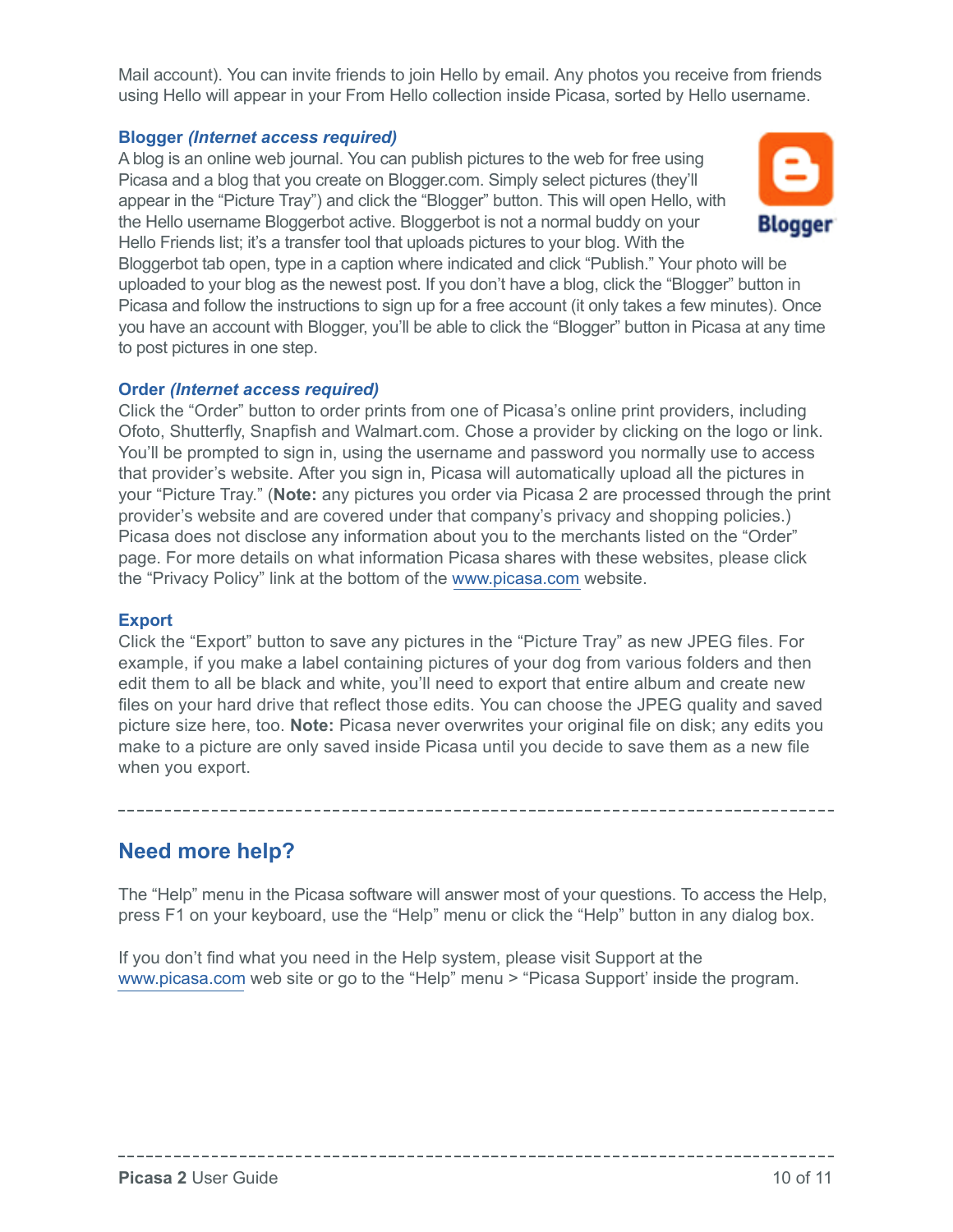Mail account). You can invite friends to join Hello by email. Any photos you receive from friends using Hello will appear in your From Hello collection inside Picasa, sorted by Hello username.

### Blogger *(Internet access required)*

A blog is an online web journal. You can publish pictures to the web for free using Picasa and a blog that you create on Blogger.com. Simply select pictures (they'll appear in the "Picture Tray") and click the "Blogger" button. This will open Hello, with the Hello username Bloggerbot active. Bloggerbot is not a normal buddy on your Hello Friends list; it's a transfer tool that uploads pictures to your blog. With the Bloggerbot tab open, type in a caption where indicated and click "Publish." Your photo will be uploaded to your blog as the newest post. If you don't have a blog, click the "Blogger" button in Picasa and follow the instructions to sign up for a free account (it only takes a few minutes). Once you have an account with Blogger, you'll be able to click the "Blogger" button in Picasa at any time to post pictures in one step.

### Order *(Internet access required)*

Click the "Order" button to order prints from one of Picasa's online print providers, including Ofoto, Shutterfly, Snapfish and Walmart.com. Chose a provider by clicking on the logo or link. You'll be prompted to sign in, using the username and password you normally use to access that provider's website. After you sign in, Picasa will automatically upload all the pictures in your "Picture Tray." (**Note:** any pictures you order via Picasa 2 are processed through the print provider's website and are covered under that company's privacy and shopping policies.) Picasa does not disclose any information about you to the merchants listed on the "Order" page. For more details on what information Picasa shares with these websites, please click the "Privacy Policy" link at the bottom of the www.picasa.com website.

### Export

Click the "Export" button to save any pictures in the "Picture Tray" as new JPEG files. For example, if you make a label containing pictures of your dog from various folders and then edit them to all be black and white, you'll need to export that entire album and create new files on your hard drive that reflect those edits. You can choose the JPEG quality and saved picture size here, too. **Note:** Picasa never overwrites your original file on disk; any edits you make to a picture are only saved inside Picasa until you decide to save them as a new file when you export.

---

## Need more help?

The "Help" menu in the Picasa software will answer most of your questions. To access the Help, press F1 on your keyboard, use the "Help" menu or click the "Help" button in any dialog box.

If you don't find what you need in the Help system, please visit Support at the www.picasa.com web site or go to the "Help" menu > "Picasa Support' inside the program.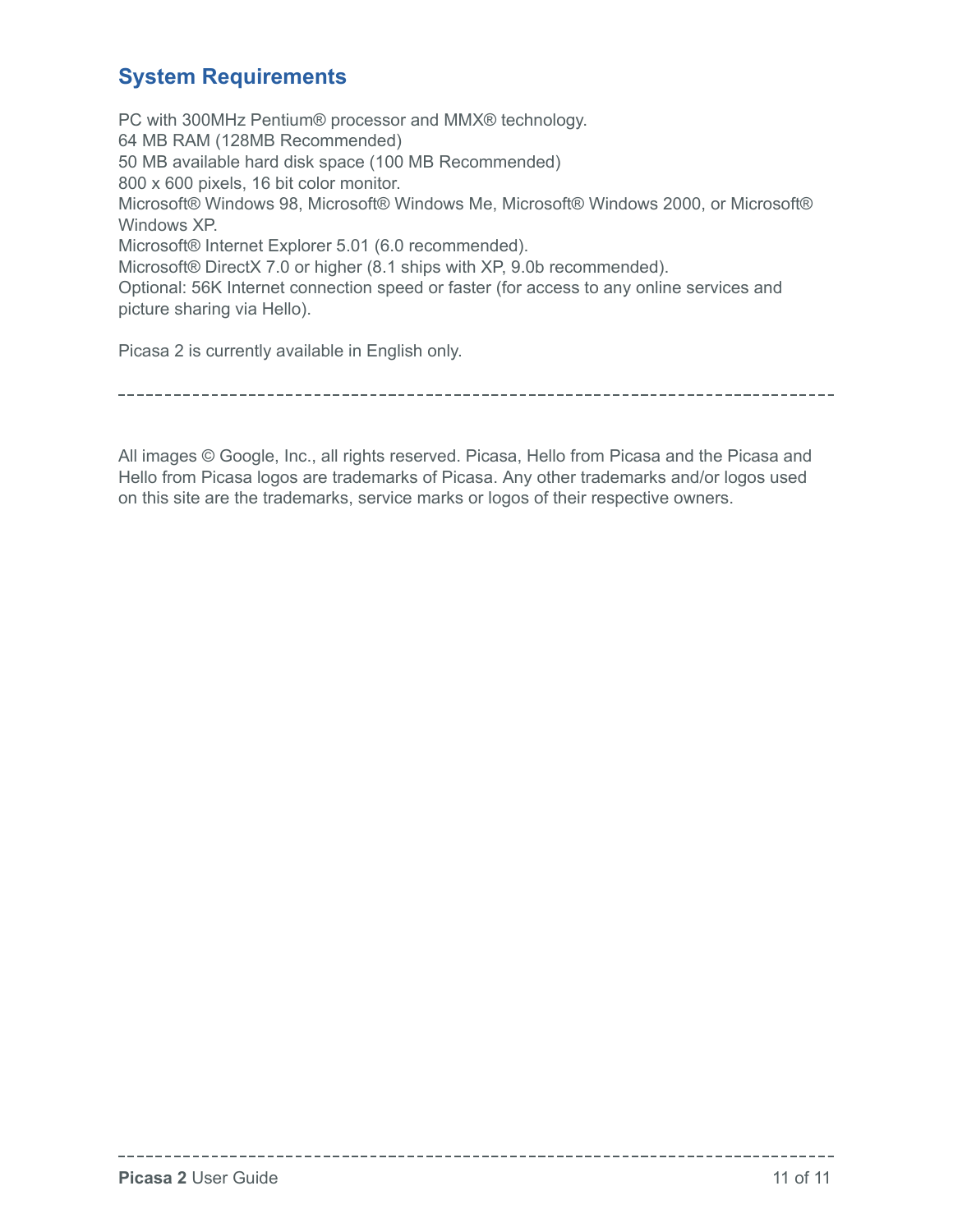## System Requirements

PC with 300MHz Pentium® processor and MMX® technology.
64 MB RAM (128MB Recommended)
50 MB available hard disk space (100 MB Recommended)
800 x 600 pixels, 16 bit color monitor.
Microsoft® Windows 98, Microsoft® Windows Me, Microsoft® Windows 2000, or Microsoft® Windows XP.
Microsoft® Internet Explorer 5.01 (6.0 recommended).
Microsoft® DirectX 7.0 or higher (8.1 ships with XP, 9.0b recommended).
Optional: 56K Internet connection speed or faster (for access to any online services and picture sharing via Hello).

Picasa 2 is currently available in English only.

---

All images © Google, Inc., all rights reserved. Picasa, Hello from Picasa and the Picasa and Hello from Picasa logos are trademarks of Picasa. Any other trademarks and/or logos used on this site are the trademarks, service marks or logos of their respective owners.